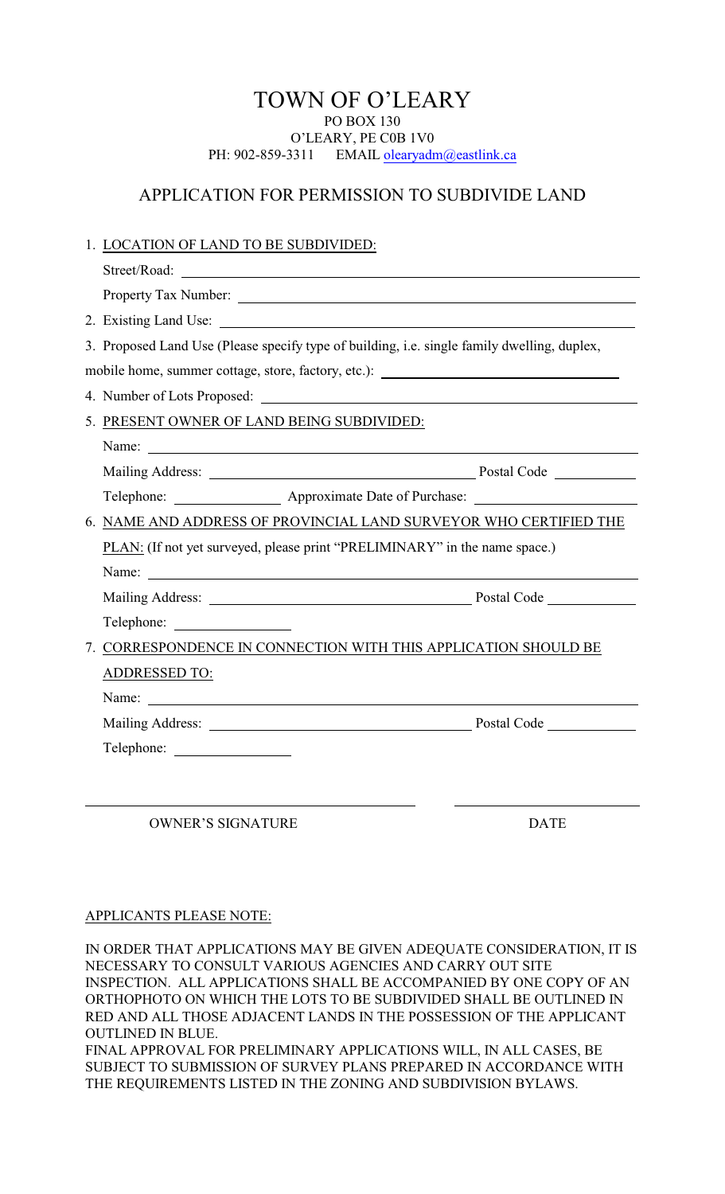# TOWN OF O'LEARY

PO BOX 130
O'LEARY, PE C0B 1V0
PH: 902-859-3311 EMAIL oleary adm@eastlink.ca

## APPLICATION FOR PERMISSION TO SUBDIVIDE LAND

1. LOCATION OF LAND TO BE SUBDIVIDED:

   Street/Road: ______________________________

   Property Tax Number: ______________________________

2. Existing Land Use: ______________________________

3. Proposed Land Use (Please specify type of building, i.e. single family dwelling, duplex, mobile home, summer cottage, store, factory, etc.): ______________________________

4. Number of Lots Proposed: ______________________________

5. PRESENT OWNER OF LAND BEING SUBDIVIDED:

   Name: ______________________________

   Mailing Address: ______________________________ Postal Code __________

   Telephone: __________ Approximate Date of Purchase: __________

6. NAME AND ADDRESS OF PROVINCIAL LAND SURVEYOR WHO CERTIFIED THE PLAN: (If not yet surveyed, please print "PRELIMINARY" in the name space.)

   Name: ______________________________

   Mailing Address: ______________________________ Postal Code __________

   Telephone: __________

7. CORRESPONDENCE IN CONNECTION WITH THIS APPLICATION SHOULD BE ADDRESSED TO:

   Name: ______________________________

   Mailing Address: ______________________________ Postal Code __________

   Telephone: __________

______________________________ __________

OWNER'S SIGNATURE DATE

APPLICANTS PLEASE NOTE:

IN ORDER THAT APPLICATIONS MAY BE GIVEN ADEQUATE CONSIDERATION, IT IS NECESSARY TO CONSULT VARIOUS AGENCIES AND CARRY OUT SITE INSPECTION. ALL APPLICATIONS SHALL BE ACCOMPANIED BY ONE COPY OF AN ORTHOPHOTO ON WHICH THE LOTS TO BE SUBDIVIDED SHALL BE OUTLINED IN RED AND ALL THOSE ADJACENT LANDS IN THE POSSESSION OF THE APPLICANT OUTLINED IN BLUE.

FINAL APPROVAL FOR PRELIMINARY APPLICATIONS WILL, IN ALL CASES, BE SUBJECT TO SUBMISSION OF SURVEY PLANS PREPARED IN ACCORDANCE WITH THE REQUIREMENTS LISTED IN THE ZONING AND SUBDIVISION BYLAWS.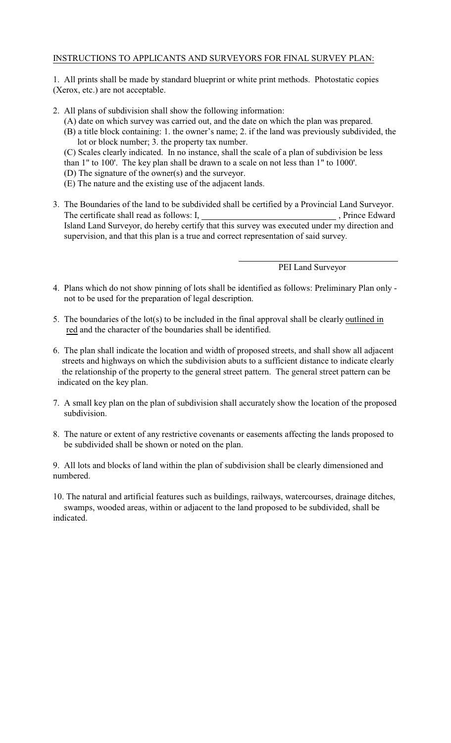<u>INSTRUCTIONS TO APPLICANTS AND SURVEYORS FOR FINAL SURVEY PLAN:</u>

1. All prints shall be made by standard blueprint or white print methods. Photostatic copies (Xerox, etc.) are not acceptable.

2. All plans of subdivision shall show the following information:
   (A) date on which survey was carried out, and the date on which the plan was prepared.
   (B) a title block containing: 1. the owner's name; 2. if the land was previously subdivided, the lot or block number; 3. the property tax number.
   (C) Scales clearly indicated. In no instance, shall the scale of a plan of subdivision be less than 1" to 100'. The key plan shall be drawn to a scale on not less than 1" to 1000'.
   (D) The signature of the owner(s) and the surveyor.
   (E) The nature and the existing use of the adjacent lands.

3. The Boundaries of the land to be subdivided shall be certified by a Provincial Land Surveyor. The certificate shall read as follows: I, ______________________________ , Prince Edward Island Land Surveyor, do hereby certify that this survey was executed under my direction and supervision, and that this plan is a true and correct representation of said survey.

   ______________________________
   PEI Land Surveyor

4. Plans which do not show pinning of lots shall be identified as follows: Preliminary Plan only - not to be used for the preparation of legal description.

5. The boundaries of the lot(s) to be included in the final approval shall be clearly <u>outlined in red</u> and the character of the boundaries shall be identified.

6. The plan shall indicate the location and width of proposed streets, and shall show all adjacent streets and highways on which the subdivision abuts to a sufficient distance to indicate clearly the relationship of the property to the general street pattern. The general street pattern can be indicated on the key plan.

7. A small key plan on the plan of subdivision shall accurately show the location of the proposed subdivision.

8. The nature or extent of any restrictive covenants or easements affecting the lands proposed to be subdivided shall be shown or noted on the plan.

9. All lots and blocks of land within the plan of subdivision shall be clearly dimensioned and numbered.

10. The natural and artificial features such as buildings, railways, watercourses, drainage ditches, swamps, wooded areas, within or adjacent to the land proposed to be subdivided, shall be indicated.